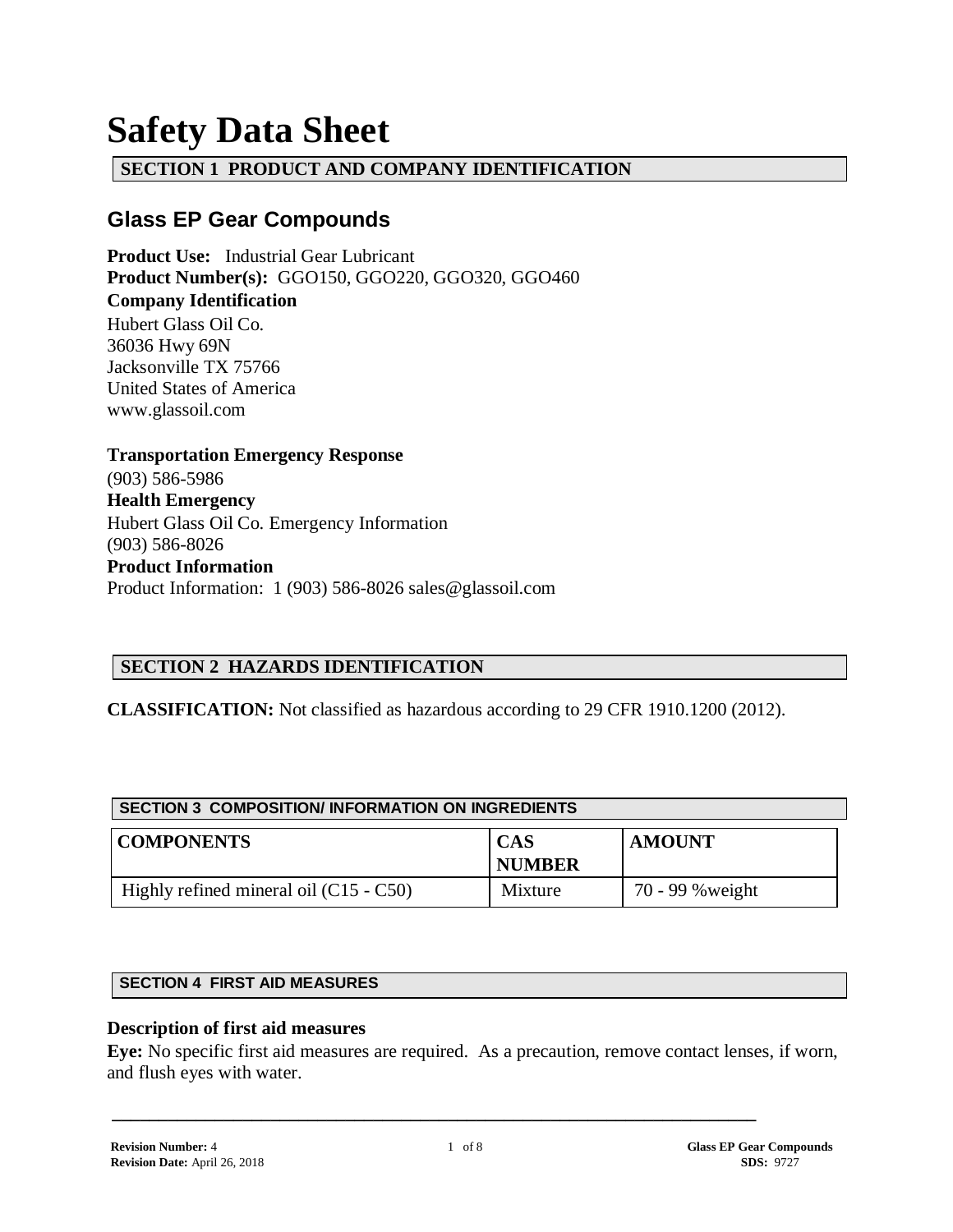# Safety Data Sheet

## SECTION 1 PRODUCT AND COMPANY IDENTIFICATION

### Glass EP Gear Compounds

**Product Use:** Industrial Gear Lubricant
**Product Number(s):** GGO150, GGO220, GGO320, GGO460
**Company Identification**
Hubert Glass Oil Co.
36036 Hwy 69N
Jacksonville TX 75766
United States of America
www.glassoil.com

**Transportation Emergency Response**
(903) 586-5986
**Health Emergency**
Hubert Glass Oil Co. Emergency Information
(903) 586-8026
**Product Information**
Product Information: 1 (903) 586-8026 sales@glassoil.com

## SECTION 2 HAZARDS IDENTIFICATION

**CLASSIFICATION:** Not classified as hazardous according to 29 CFR 1910.1200 (2012).

## SECTION 3 COMPOSITION/ INFORMATION ON INGREDIENTS

| COMPONENTS | CAS NUMBER | AMOUNT |
|---|---|---|
| Highly refined mineral oil (C15 - C50) | Mixture | 70 - 99 %weight |

## SECTION 4 FIRST AID MEASURES

**Description of first aid measures**

**Eye:** No specific first aid measures are required. As a precaution, remove contact lenses, if worn, and flush eyes with water.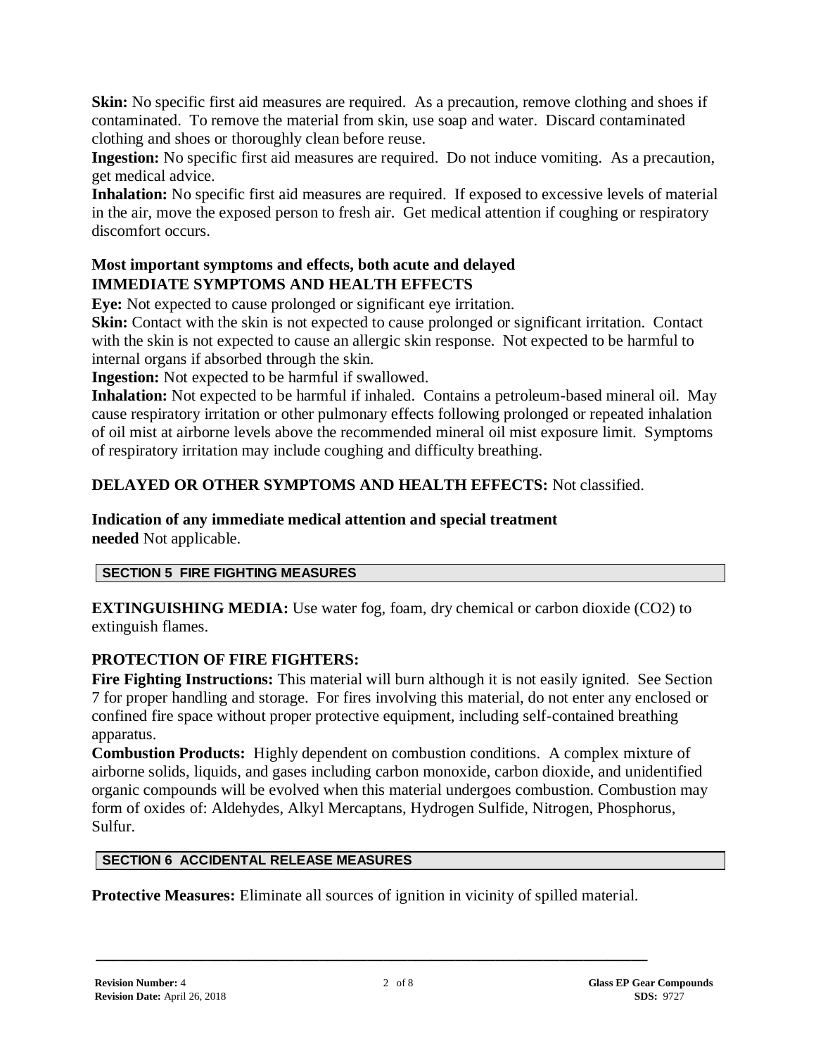**Skin:** No specific first aid measures are required. As a precaution, remove clothing and shoes if contaminated. To remove the material from skin, use soap and water. Discard contaminated clothing and shoes or thoroughly clean before reuse.

**Ingestion:** No specific first aid measures are required. Do not induce vomiting. As a precaution, get medical advice.

**Inhalation:** No specific first aid measures are required. If exposed to excessive levels of material in the air, move the exposed person to fresh air. Get medical attention if coughing or respiratory discomfort occurs.

### Most important symptoms and effects, both acute and delayed

### IMMEDIATE SYMPTOMS AND HEALTH EFFECTS

**Eye:** Not expected to cause prolonged or significant eye irritation.

**Skin:** Contact with the skin is not expected to cause prolonged or significant irritation. Contact with the skin is not expected to cause an allergic skin response. Not expected to be harmful to internal organs if absorbed through the skin.

**Ingestion:** Not expected to be harmful if swallowed.

**Inhalation:** Not expected to be harmful if inhaled. Contains a petroleum-based mineral oil. May cause respiratory irritation or other pulmonary effects following prolonged or repeated inhalation of oil mist at airborne levels above the recommended mineral oil mist exposure limit. Symptoms of respiratory irritation may include coughing and difficulty breathing.

**DELAYED OR OTHER SYMPTOMS AND HEALTH EFFECTS:** Not classified.

**Indication of any immediate medical attention and special treatment needed** Not applicable.

## SECTION 5 FIRE FIGHTING MEASURES

**EXTINGUISHING MEDIA:** Use water fog, foam, dry chemical or carbon dioxide ($CO_2$) to extinguish flames.

### PROTECTION OF FIRE FIGHTERS:

**Fire Fighting Instructions:** This material will burn although it is not easily ignited. See Section 7 for proper handling and storage. For fires involving this material, do not enter any enclosed or confined fire space without proper protective equipment, including self-contained breathing apparatus.

**Combustion Products:** Highly dependent on combustion conditions. A complex mixture of airborne solids, liquids, and gases including carbon monoxide, carbon dioxide, and unidentified organic compounds will be evolved when this material undergoes combustion. Combustion may form of oxides of: Aldehydes, Alkyl Mercaptans, Hydrogen Sulfide, Nitrogen, Phosphorus, Sulfur.

## SECTION 6 ACCIDENTAL RELEASE MEASURES

**Protective Measures:** Eliminate all sources of ignition in vicinity of spilled material.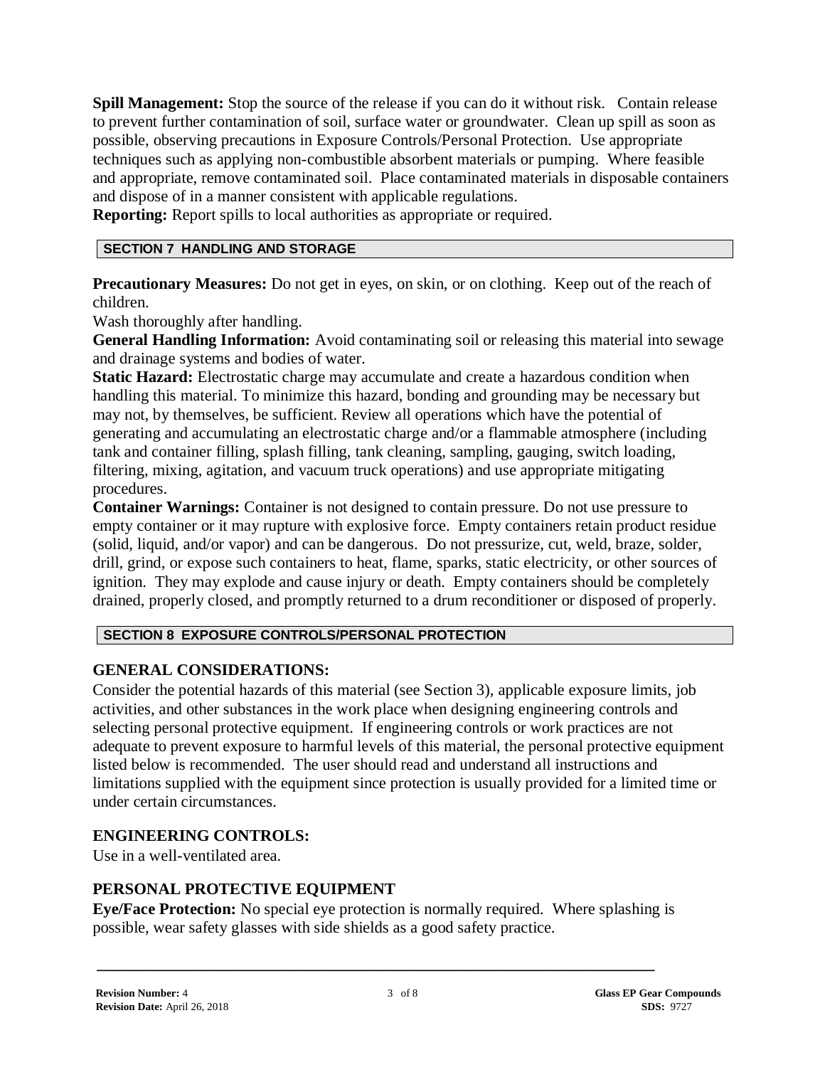**Spill Management:** Stop the source of the release if you can do it without risk. Contain release to prevent further contamination of soil, surface water or groundwater. Clean up spill as soon as possible, observing precautions in Exposure Controls/Personal Protection. Use appropriate techniques such as applying non-combustible absorbent materials or pumping. Where feasible and appropriate, remove contaminated soil. Place contaminated materials in disposable containers and dispose of in a manner consistent with applicable regulations.
**Reporting:** Report spills to local authorities as appropriate or required.

## SECTION 7 HANDLING AND STORAGE

**Precautionary Measures:** Do not get in eyes, on skin, or on clothing. Keep out of the reach of children.
Wash thoroughly after handling.
**General Handling Information:** Avoid contaminating soil or releasing this material into sewage and drainage systems and bodies of water.
**Static Hazard:** Electrostatic charge may accumulate and create a hazardous condition when handling this material. To minimize this hazard, bonding and grounding may be necessary but may not, by themselves, be sufficient. Review all operations which have the potential of generating and accumulating an electrostatic charge and/or a flammable atmosphere (including tank and container filling, splash filling, tank cleaning, sampling, gauging, switch loading, filtering, mixing, agitation, and vacuum truck operations) and use appropriate mitigating procedures.
**Container Warnings:** Container is not designed to contain pressure. Do not use pressure to empty container or it may rupture with explosive force. Empty containers retain product residue (solid, liquid, and/or vapor) and can be dangerous. Do not pressurize, cut, weld, braze, solder, drill, grind, or expose such containers to heat, flame, sparks, static electricity, or other sources of ignition. They may explode and cause injury or death. Empty containers should be completely drained, properly closed, and promptly returned to a drum reconditioner or disposed of properly.

## SECTION 8 EXPOSURE CONTROLS/PERSONAL PROTECTION

### GENERAL CONSIDERATIONS:

Consider the potential hazards of this material (see Section 3), applicable exposure limits, job activities, and other substances in the work place when designing engineering controls and selecting personal protective equipment. If engineering controls or work practices are not adequate to prevent exposure to harmful levels of this material, the personal protective equipment listed below is recommended. The user should read and understand all instructions and limitations supplied with the equipment since protection is usually provided for a limited time or under certain circumstances.

### ENGINEERING CONTROLS:

Use in a well-ventilated area.

### PERSONAL PROTECTIVE EQUIPMENT

**Eye/Face Protection:** No special eye protection is normally required. Where splashing is possible, wear safety glasses with side shields as a good safety practice.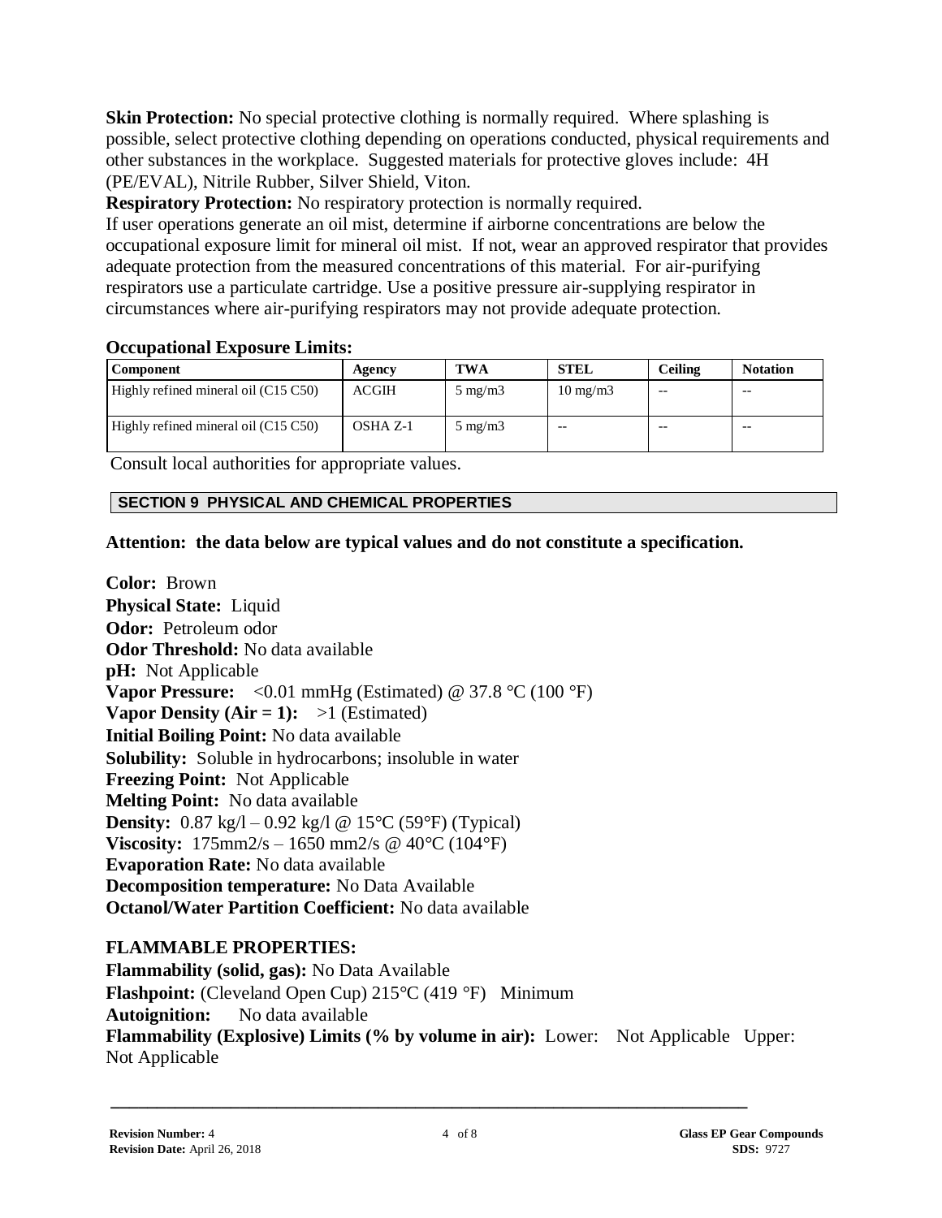**Skin Protection:** No special protective clothing is normally required. Where splashing is possible, select protective clothing depending on operations conducted, physical requirements and other substances in the workplace. Suggested materials for protective gloves include: 4H (PE/EVAL), Nitrile Rubber, Silver Shield, Viton.

**Respiratory Protection:** No respiratory protection is normally required.

If user operations generate an oil mist, determine if airborne concentrations are below the occupational exposure limit for mineral oil mist. If not, wear an approved respirator that provides adequate protection from the measured concentrations of this material. For air-purifying respirators use a particulate cartridge. Use a positive pressure air-supplying respirator in circumstances where air-purifying respirators may not provide adequate protection.

**Occupational Exposure Limits:**

| Component | Agency | TWA | STEL | Ceiling | Notation |
|---|---|---|---|---|---|
| Highly refined mineral oil (C15 C50) | ACGIH | 5 mg/m3 | 10 mg/m3 | -- | -- |
| Highly refined mineral oil (C15 C50) | OSHA Z-1 | 5 mg/m3 | -- | -- | -- |

Consult local authorities for appropriate values.

## SECTION 9 PHYSICAL AND CHEMICAL PROPERTIES

**Attention: the data below are typical values and do not constitute a specification.**

**Color:** Brown
**Physical State:** Liquid
**Odor:** Petroleum odor
**Odor Threshold:** No data available
**pH:** Not Applicable
**Vapor Pressure:** <0.01 mmHg (Estimated) @ 37.8 °C (100 °F)
**Vapor Density (Air = 1):** >1 (Estimated)
**Initial Boiling Point:** No data available
**Solubility:** Soluble in hydrocarbons; insoluble in water
**Freezing Point:** Not Applicable
**Melting Point:** No data available
**Density:** 0.87 kg/l – 0.92 kg/l @ 15°C (59°F) (Typical)
**Viscosity:** 175mm2/s – 1650 mm2/s @ 40°C (104°F)
**Evaporation Rate:** No data available
**Decomposition temperature:** No Data Available
**Octanol/Water Partition Coefficient:** No data available

**FLAMMABLE PROPERTIES:**

**Flammability (solid, gas):** No Data Available
**Flashpoint:** (Cleveland Open Cup) 215°C (419 °F) Minimum
**Autoignition:** No data available
**Flammability (Explosive) Limits (% by volume in air):** Lower: Not Applicable Upper: Not Applicable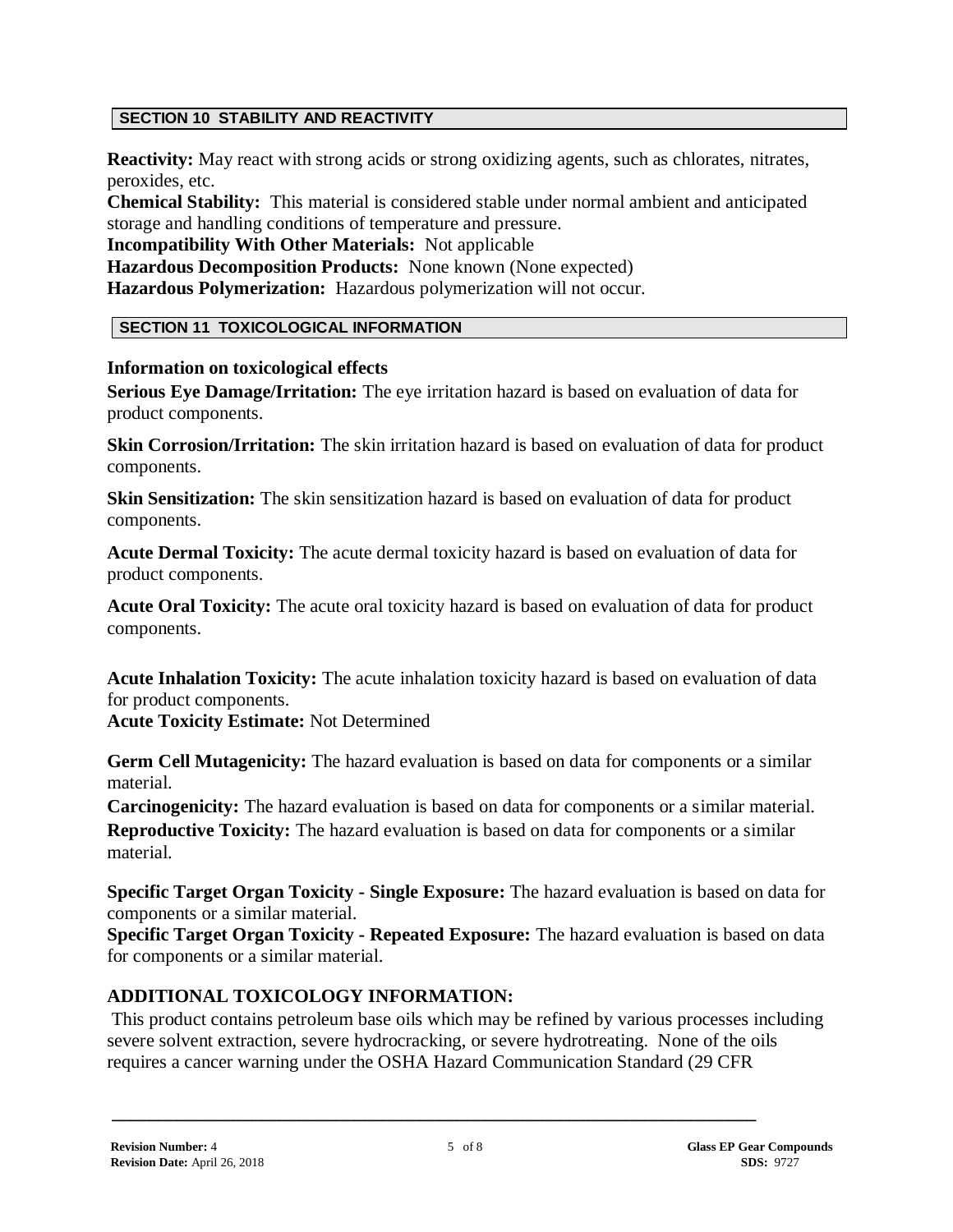## SECTION 10 STABILITY AND REACTIVITY

**Reactivity:** May react with strong acids or strong oxidizing agents, such as chlorates, nitrates, peroxides, etc.
**Chemical Stability:** This material is considered stable under normal ambient and anticipated storage and handling conditions of temperature and pressure.
**Incompatibility With Other Materials:** Not applicable
**Hazardous Decomposition Products:** None known (None expected)
**Hazardous Polymerization:** Hazardous polymerization will not occur.

## SECTION 11 TOXICOLOGICAL INFORMATION

**Information on toxicological effects**
**Serious Eye Damage/Irritation:** The eye irritation hazard is based on evaluation of data for product components.

**Skin Corrosion/Irritation:** The skin irritation hazard is based on evaluation of data for product components.

**Skin Sensitization:** The skin sensitization hazard is based on evaluation of data for product components.

**Acute Dermal Toxicity:** The acute dermal toxicity hazard is based on evaluation of data for product components.

**Acute Oral Toxicity:** The acute oral toxicity hazard is based on evaluation of data for product components.

**Acute Inhalation Toxicity:** The acute inhalation toxicity hazard is based on evaluation of data for product components.
**Acute Toxicity Estimate:** Not Determined

**Germ Cell Mutagenicity:** The hazard evaluation is based on data for components or a similar material.
**Carcinogenicity:** The hazard evaluation is based on data for components or a similar material.
**Reproductive Toxicity:** The hazard evaluation is based on data for components or a similar material.

**Specific Target Organ Toxicity - Single Exposure:** The hazard evaluation is based on data for components or a similar material.
**Specific Target Organ Toxicity - Repeated Exposure:** The hazard evaluation is based on data for components or a similar material.

### ADDITIONAL TOXICOLOGY INFORMATION:

This product contains petroleum base oils which may be refined by various processes including severe solvent extraction, severe hydrocracking, or severe hydrotreating. None of the oils requires a cancer warning under the OSHA Hazard Communication Standard (29 CFR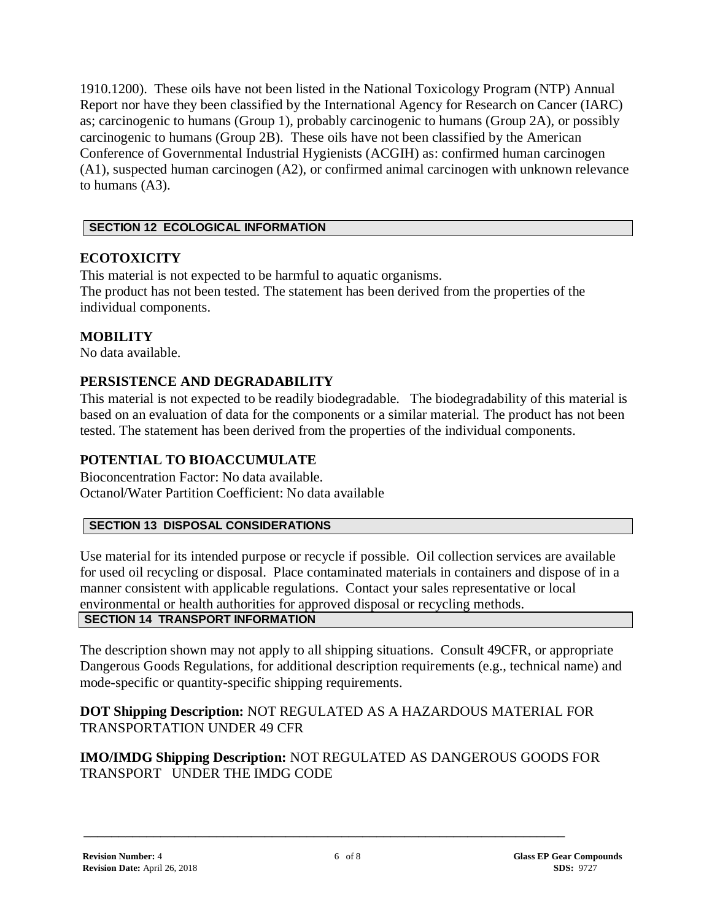1910.1200). These oils have not been listed in the National Toxicology Program (NTP) Annual Report nor have they been classified by the International Agency for Research on Cancer (IARC) as; carcinogenic to humans (Group 1), probably carcinogenic to humans (Group 2A), or possibly carcinogenic to humans (Group 2B). These oils have not been classified by the American Conference of Governmental Industrial Hygienists (ACGIH) as: confirmed human carcinogen (A1), suspected human carcinogen (A2), or confirmed animal carcinogen with unknown relevance to humans (A3).

## SECTION 12 ECOLOGICAL INFORMATION

### ECOTOXICITY

This material is not expected to be harmful to aquatic organisms.
The product has not been tested. The statement has been derived from the properties of the individual components.

### MOBILITY

No data available.

### PERSISTENCE AND DEGRADABILITY

This material is not expected to be readily biodegradable. The biodegradability of this material is based on an evaluation of data for the components or a similar material. The product has not been tested. The statement has been derived from the properties of the individual components.

### POTENTIAL TO BIOACCUMULATE

Bioconcentration Factor: No data available.
Octanol/Water Partition Coefficient: No data available

## SECTION 13 DISPOSAL CONSIDERATIONS

Use material for its intended purpose or recycle if possible. Oil collection services are available for used oil recycling or disposal. Place contaminated materials in containers and dispose of in a manner consistent with applicable regulations. Contact your sales representative or local environmental or health authorities for approved disposal or recycling methods.

## SECTION 14 TRANSPORT INFORMATION

The description shown may not apply to all shipping situations. Consult 49CFR, or appropriate Dangerous Goods Regulations, for additional description requirements (e.g., technical name) and mode-specific or quantity-specific shipping requirements.

**DOT Shipping Description:** NOT REGULATED AS A HAZARDOUS MATERIAL FOR TRANSPORTATION UNDER 49 CFR

**IMO/IMDG Shipping Description:** NOT REGULATED AS DANGEROUS GOODS FOR TRANSPORT UNDER THE IMDG CODE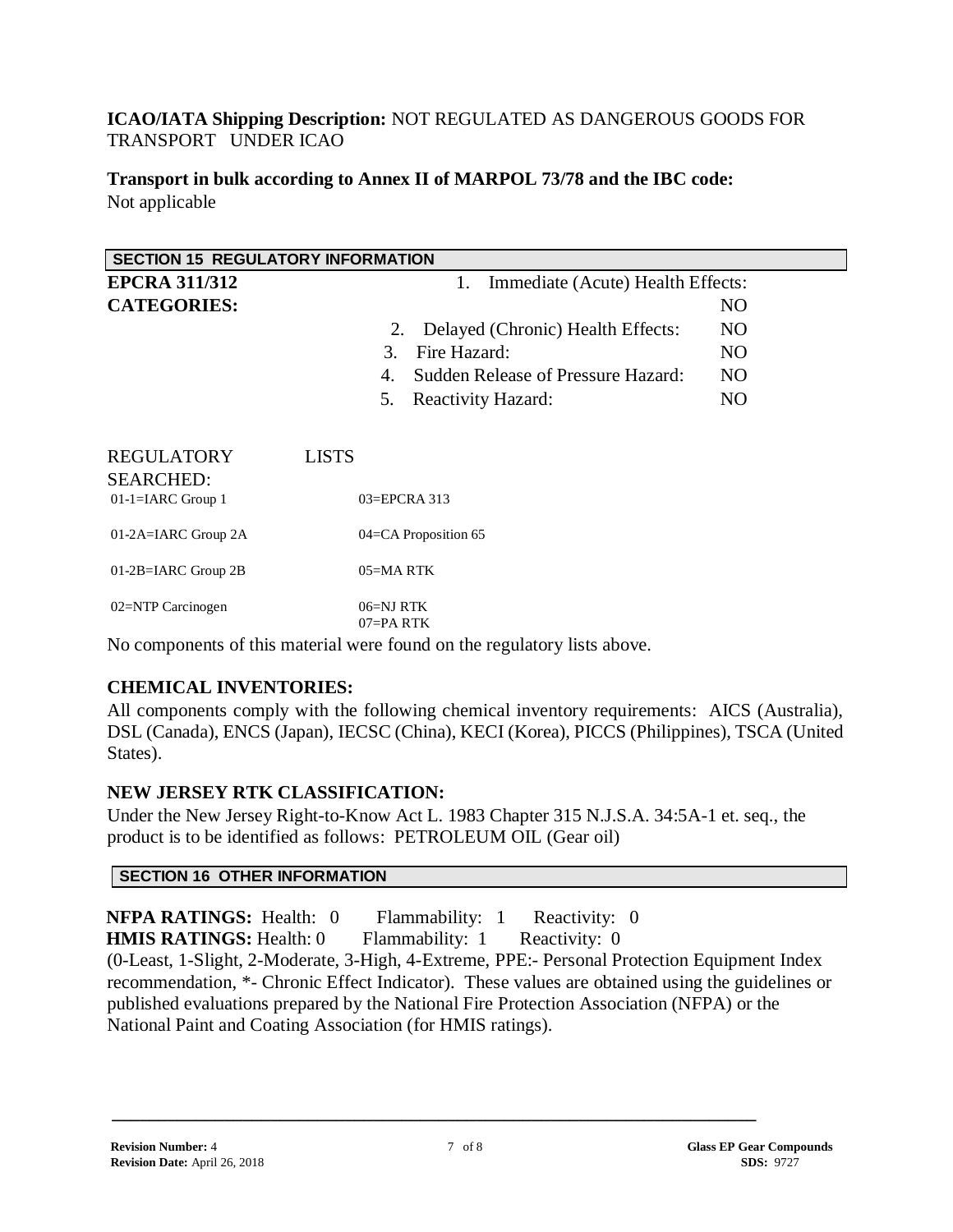**ICAO/IATA Shipping Description:** NOT REGULATED AS DANGEROUS GOODS FOR TRANSPORT UNDER ICAO

**Transport in bulk according to Annex II of MARPOL 73/78 and the IBC code:**
Not applicable

## SECTION 15 REGULATORY INFORMATION

**EPCRA 311/312 CATEGORIES:**

1. Immediate (Acute) Health Effects: NO
2. Delayed (Chronic) Health Effects: NO
3. Fire Hazard: NO
4. Sudden Release of Pressure Hazard: NO
5. Reactivity Hazard: NO

REGULATORY LISTS SEARCHED:

| | |
|---|---|
| 01-1=IARC Group 1 | 03=EPCRA 313 |
| 01-2A=IARC Group 2A | 04=CA Proposition 65 |
| 01-2B=IARC Group 2B | 05=MA RTK |
| 02=NTP Carcinogen | 06=NJ RTK<br>07=PA RTK |

No components of this material were found on the regulatory lists above.

**CHEMICAL INVENTORIES:**

All components comply with the following chemical inventory requirements: AICS (Australia), DSL (Canada), ENCS (Japan), IECSC (China), KECI (Korea), PICCS (Philippines), TSCA (United States).

**NEW JERSEY RTK CLASSIFICATION:**

Under the New Jersey Right-to-Know Act L. 1983 Chapter 315 N.J.S.A. 34:5A-1 et. seq., the product is to be identified as follows: PETROLEUM OIL (Gear oil)

## SECTION 16 OTHER INFORMATION

**NFPA RATINGS:** Health: 0 Flammability: 1 Reactivity: 0
**HMIS RATINGS:** Health: 0 Flammability: 1 Reactivity: 0
(0-Least, 1-Slight, 2-Moderate, 3-High, 4-Extreme, PPE:- Personal Protection Equipment Index recommendation, *- Chronic Effect Indicator). These values are obtained using the guidelines or published evaluations prepared by the National Fire Protection Association (NFPA) or the National Paint and Coating Association (for HMIS ratings).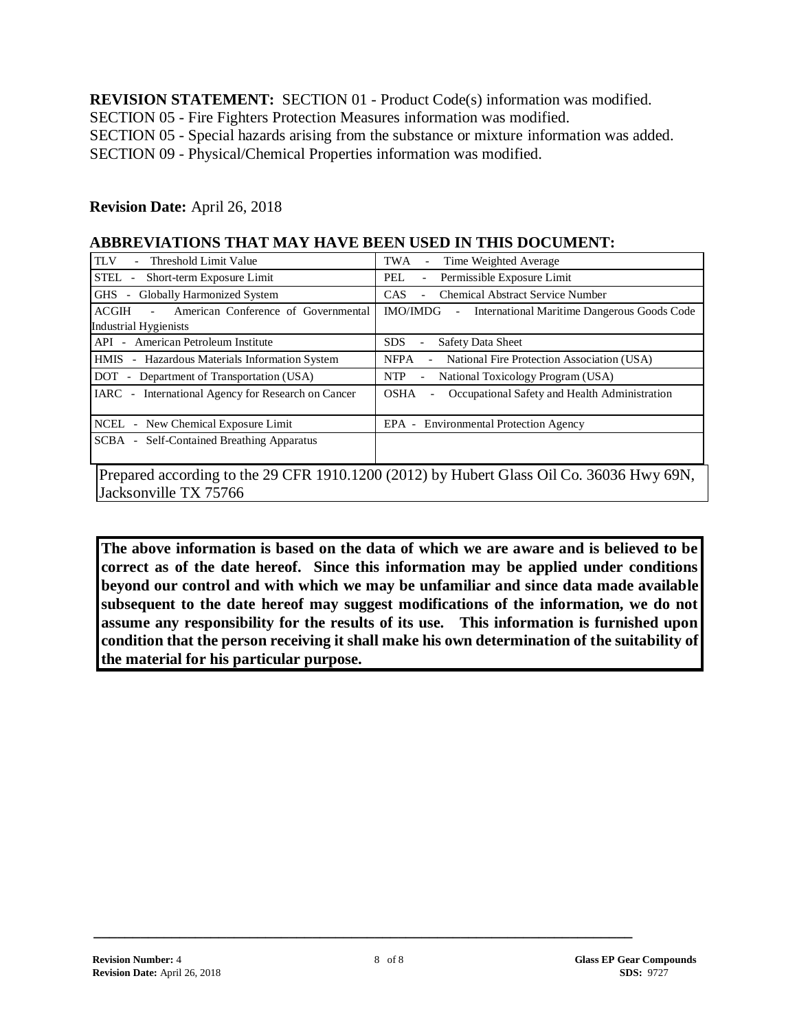**REVISION STATEMENT:** SECTION 01 - Product Code(s) information was modified.
SECTION 05 - Fire Fighters Protection Measures information was modified.
SECTION 05 - Special hazards arising from the substance or mixture information was added.
SECTION 09 - Physical/Chemical Properties information was modified.

**Revision Date:** April 26, 2018

## ABBREVIATIONS THAT MAY HAVE BEEN USED IN THIS DOCUMENT:

| | |
|---|---|
| TLV - Threshold Limit Value | TWA - Time Weighted Average |
| STEL - Short-term Exposure Limit | PEL - Permissible Exposure Limit |
| GHS - Globally Harmonized System | CAS - Chemical Abstract Service Number |
| ACGIH - American Conference of Governmental Industrial Hygienists | IMO/IMDG - International Maritime Dangerous Goods Code |
| API - American Petroleum Institute | SDS - Safety Data Sheet |
| HMIS - Hazardous Materials Information System | NFPA - National Fire Protection Association (USA) |
| DOT - Department of Transportation (USA) | NTP - National Toxicology Program (USA) |
| IARC - International Agency for Research on Cancer | OSHA - Occupational Safety and Health Administration |
| NCEL - New Chemical Exposure Limit | EPA - Environmental Protection Agency |
| SCBA - Self-Contained Breathing Apparatus | |

Prepared according to the 29 CFR 1910.1200 (2012) by Hubert Glass Oil Co. 36036 Hwy 69N, Jacksonville TX 75766

**The above information is based on the data of which we are aware and is believed to be correct as of the date hereof. Since this information may be applied under conditions beyond our control and with which we may be unfamiliar and since data made available subsequent to the date hereof may suggest modifications of the information, we do not assume any responsibility for the results of its use. This information is furnished upon condition that the person receiving it shall make his own determination of the suitability of the material for his particular purpose.**